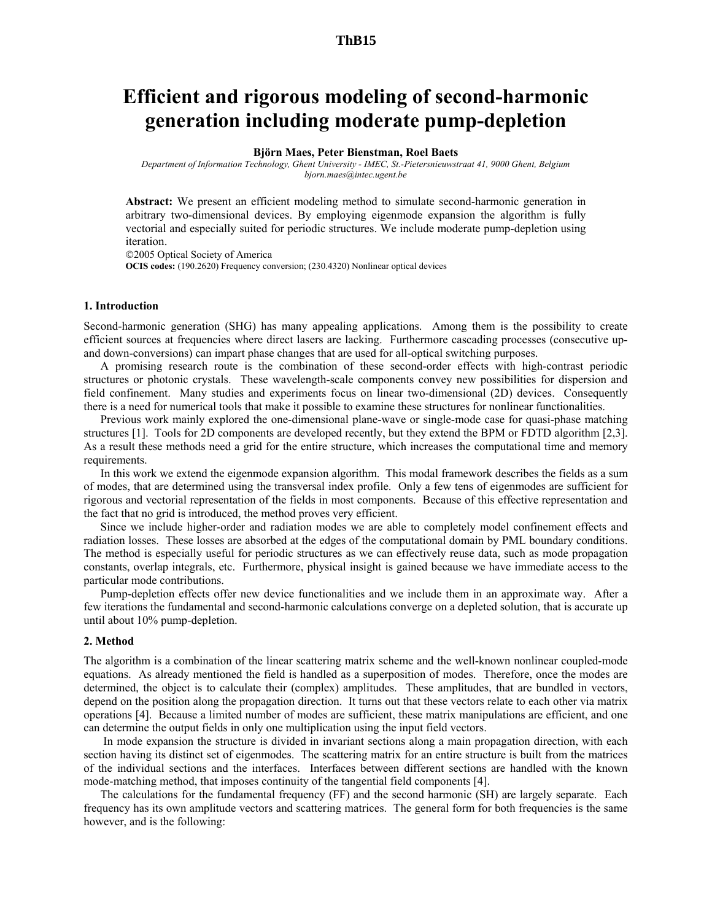ThB15

# Efficient and rigorous modeling of second-harmonic generation including moderate pump-depletion

**Björn Maes, Peter Bienstman, Roel Baets**

*Department of Information Technology, Ghent University - IMEC, St.-Pietersnieuwstraat 41, 9000 Ghent, Belgium*
*bjorn.maes@intec.ugent.be*

**Abstract:** We present an efficient modeling method to simulate second-harmonic generation in arbitrary two-dimensional devices. By employing eigenmode expansion the algorithm is fully vectorial and especially suited for periodic structures. We include moderate pump-depletion using iteration.

©2005 Optical Society of America

**OCIS codes:** (190.2620) Frequency conversion; (230.4320) Nonlinear optical devices

### 1. Introduction

Second-harmonic generation (SHG) has many appealing applications. Among them is the possibility to create efficient sources at frequencies where direct lasers are lacking. Furthermore cascading processes (consecutive up- and down-conversions) can impart phase changes that are used for all-optical switching purposes.

A promising research route is the combination of these second-order effects with high-contrast periodic structures or photonic crystals. These wavelength-scale components convey new possibilities for dispersion and field confinement. Many studies and experiments focus on linear two-dimensional (2D) devices. Consequently there is a need for numerical tools that make it possible to examine these structures for nonlinear functionalities.

Previous work mainly explored the one-dimensional plane-wave or single-mode case for quasi-phase matching structures [1]. Tools for 2D components are developed recently, but they extend the BPM or FDTD algorithm [2,3]. As a result these methods need a grid for the entire structure, which increases the computational time and memory requirements.

In this work we extend the eigenmode expansion algorithm. This modal framework describes the fields as a sum of modes, that are determined using the transversal index profile. Only a few tens of eigenmodes are sufficient for rigorous and vectorial representation of the fields in most components. Because of this effective representation and the fact that no grid is introduced, the method proves very efficient.

Since we include higher-order and radiation modes we are able to completely model confinement effects and radiation losses. These losses are absorbed at the edges of the computational domain by PML boundary conditions. The method is especially useful for periodic structures as we can effectively reuse data, such as mode propagation constants, overlap integrals, etc. Furthermore, physical insight is gained because we have immediate access to the particular mode contributions.

Pump-depletion effects offer new device functionalities and we include them in an approximate way. After a few iterations the fundamental and second-harmonic calculations converge on a depleted solution, that is accurate up until about 10% pump-depletion.

### 2. Method

The algorithm is a combination of the linear scattering matrix scheme and the well-known nonlinear coupled-mode equations. As already mentioned the field is handled as a superposition of modes. Therefore, once the modes are determined, the object is to calculate their (complex) amplitudes. These amplitudes, that are bundled in vectors, depend on the position along the propagation direction. It turns out that these vectors relate to each other via matrix operations [4]. Because a limited number of modes are sufficient, these matrix manipulations are efficient, and one can determine the output fields in only one multiplication using the input field vectors.

In mode expansion the structure is divided in invariant sections along a main propagation direction, with each section having its distinct set of eigenmodes. The scattering matrix for an entire structure is built from the matrices of the individual sections and the interfaces. Interfaces between different sections are handled with the known mode-matching method, that imposes continuity of the tangential field components [4].

The calculations for the fundamental frequency (FF) and the second harmonic (SH) are largely separate. Each frequency has its own amplitude vectors and scattering matrices. The general form for both frequencies is the same however, and is the following: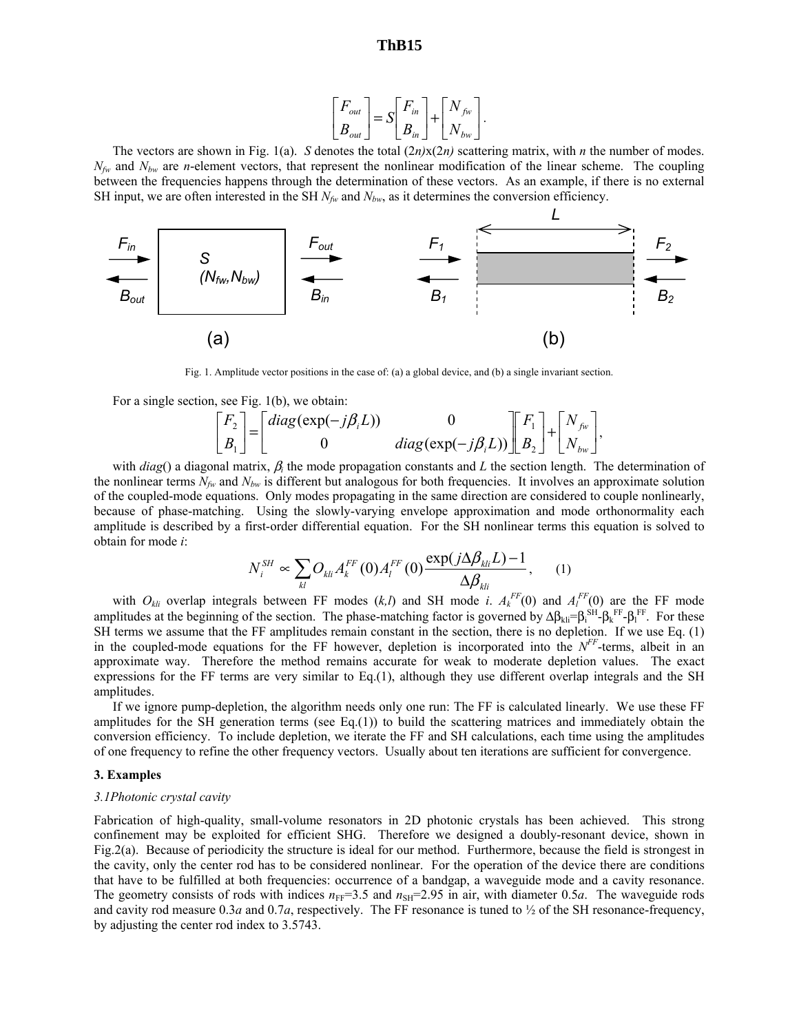$$\begin{bmatrix} F_{out} \\ B_{out} \end{bmatrix} = S \begin{bmatrix} F_{in} \\ B_{in} \end{bmatrix} + \begin{bmatrix} N_{fw} \\ N_{bw} \end{bmatrix}.$$

The vectors are shown in Fig. 1(a). $S$ denotes the total $(2n)\mathrm{x}(2n)$ scattering matrix, with $n$ the number of modes. $N_{fw}$ and $N_{bw}$ are $n$-element vectors, that represent the nonlinear modification of the linear scheme. The coupling between the frequencies happens through the determination of these vectors. As an example, if there is no external SH input, we are often interested in the SH $N_{fw}$ and $N_{bw}$, as it determines the conversion efficiency.

Fig. 1. Amplitude vector positions in the case of: (a) a global device, and (b) a single invariant section.

For a single section, see Fig. 1(b), we obtain:

$$\begin{bmatrix} F_2 \\ B_1 \end{bmatrix} = \begin{bmatrix} diag(\exp(-j\beta_i L)) & 0 \\ 0 & diag(\exp(-j\beta_i L)) \end{bmatrix} \begin{bmatrix} F_1 \\ B_2 \end{bmatrix} + \begin{bmatrix} N_{fw} \\ N_{bw} \end{bmatrix},$$

with *diag*() a diagonal matrix, $\beta_i$ the mode propagation constants and $L$ the section length. The determination of the nonlinear terms $N_{fw}$ and $N_{bw}$ is different but analogous for both frequencies. It involves an approximate solution of the coupled-mode equations. Only modes propagating in the same direction are considered to couple nonlinearly, because of phase-matching. Using the slowly-varying envelope approximation and mode orthonormality each amplitude is described by a first-order differential equation. For the SH nonlinear terms this equation is solved to obtain for mode $i$:

$$N_i^{SH} \propto \sum_{kl} O_{kli} A_k^{FF}(0) A_l^{FF}(0) \frac{\exp(j\Delta\beta_{kli} L) - 1}{\Delta\beta_{kli}}, \qquad (1)$$

with $O_{kli}$ overlap integrals between FF modes $(k,l)$ and SH mode $i$. $A_k^{FF}(0)$ and $A_l^{FF}(0)$ are the FF mode amplitudes at the beginning of the section. The phase-matching factor is governed by $\Delta\beta_{kli}=\beta_i^{SH}-\beta_k^{FF}-\beta_l^{FF}$. For these SH terms we assume that the FF amplitudes remain constant in the section, there is no depletion. If we use Eq. (1) in the coupled-mode equations for the FF however, depletion is incorporated into the $N^{FF}$-terms, albeit in an approximate way. Therefore the method remains accurate for weak to moderate depletion values. The exact expressions for the FF terms are very similar to Eq.(1), although they use different overlap integrals and the SH amplitudes.

If we ignore pump-depletion, the algorithm needs only one run: The FF is calculated linearly. We use these FF amplitudes for the SH generation terms (see Eq.(1)) to build the scattering matrices and immediately obtain the conversion efficiency. To include depletion, we iterate the FF and SH calculations, each time using the amplitudes of one frequency to refine the other frequency vectors. Usually about ten iterations are sufficient for convergence.

### 3. Examples

*3.1Photonic crystal cavity*

Fabrication of high-quality, small-volume resonators in 2D photonic crystals has been achieved. This strong confinement may be exploited for efficient SHG. Therefore we designed a doubly-resonant device, shown in Fig.2(a). Because of periodicity the structure is ideal for our method. Furthermore, because the field is strongest in the cavity, only the center rod has to be considered nonlinear. For the operation of the device there are conditions that have to be fulfilled at both frequencies: occurrence of a bandgap, a waveguide mode and a cavity resonance. The geometry consists of rods with indices $n_{FF}$=3.5 and $n_{SH}$=2.95 in air, with diameter 0.5$a$. The waveguide rods and cavity rod measure 0.3$a$ and 0.7$a$, respectively. The FF resonance is tuned to ½ of the SH resonance-frequency, by adjusting the center rod index to 3.5743.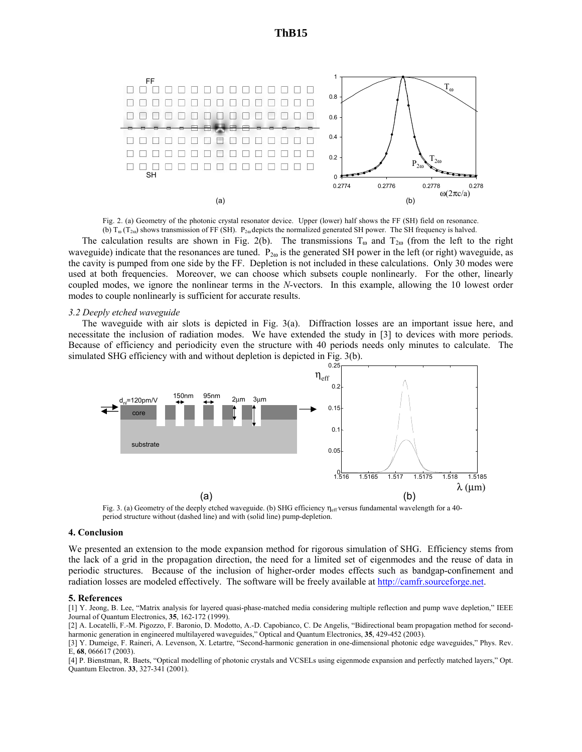Fig. 2. (a) Geometry of the photonic crystal resonator device. Upper (lower) half shows the FF (SH) field on resonance. (b) $T_{\omega}$ ($T_{2\omega}$) shows transmission of FF (SH). $P_{2\omega}$ depicts the normalized generated SH power. The SH frequency is halved.

The calculation results are shown in Fig. 2(b). The transmissions $T_{\omega}$ and $T_{2\omega}$ (from the left to the right waveguide) indicate that the resonances are tuned. $P_{2\omega}$ is the generated SH power in the left (or right) waveguide, as the cavity is pumped from one side by the FF. Depletion is not included in these calculations. Only 30 modes were used at both frequencies. Moreover, we can choose which subsets couple nonlinearly. For the other, linearly coupled modes, we ignore the nonlinear terms in the *N*-vectors. In this example, allowing the 10 lowest order modes to couple nonlinearly is sufficient for accurate results.

*3.2 Deeply etched waveguide*

The waveguide with air slots is depicted in Fig. 3(a). Diffraction losses are an important issue here, and necessitate the inclusion of radiation modes. We have extended the study in [3] to devices with more periods. Because of efficiency and periodicity even the structure with 40 periods needs only minutes to calculate. The simulated SHG efficiency with and without depletion is depicted in Fig. 3(b).

Fig. 3. (a) Geometry of the deeply etched waveguide. (b) SHG efficiency $\eta_{eff}$ versus fundamental wavelength for a 40-period structure without (dashed line) and with (solid line) pump-depletion.

## 4. Conclusion

We presented an extension to the mode expansion method for rigorous simulation of SHG. Efficiency stems from the lack of a grid in the propagation direction, the need for a limited set of eigenmodes and the reuse of data in periodic structures. Because of the inclusion of higher-order modes effects such as bandgap-confinement and radiation losses are modeled effectively. The software will be freely available at http://camfr.sourceforge.net.

## 5. References

[1] Y. Jeong, B. Lee, "Matrix analysis for layered quasi-phase-matched media considering multiple reflection and pump wave depletion," IEEE Journal of Quantum Electronics, **35**, 162-172 (1999).

[2] A. Locatelli, F.-M. Pigozzo, F. Baronio, D. Modotto, A.-D. Capobianco, C. De Angelis, "Bidirectional beam propagation method for second-harmonic generation in engineered multilayered waveguides," Optical and Quantum Electronics, **35**, 429-452 (2003).

[3] Y. Dumeige, F. Raineri, A. Levenson, X. Letartre, "Second-harmonic generation in one-dimensional photonic edge waveguides," Phys. Rev. E, **68**, 066617 (2003).

[4] P. Bienstman, R. Baets, "Optical modelling of photonic crystals and VCSELs using eigenmode expansion and perfectly matched layers," Opt. Quantum Electron. **33**, 327-341 (2001).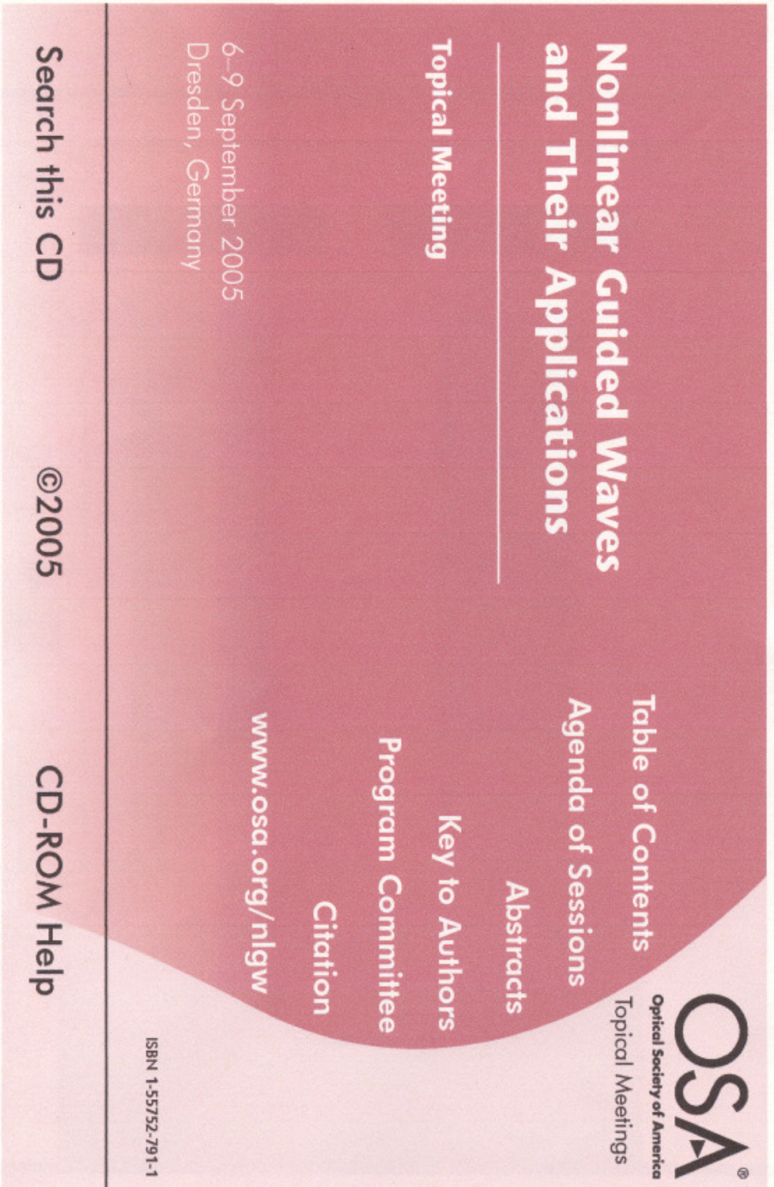# Nonlinear Guided Waves and Their Applications

**Topical Meeting**

6–9 September 2005
Dresden, Germany

OSA®
**Optical Society of America**
Topical Meetings

Table of Contents

Agenda of Sessions

Abstracts

Key to Authors

Program Committee

Citation

www.osa.org/nlgw

ISBN 1-55752-791-1

Search this CD

©2005

CD-ROM Help